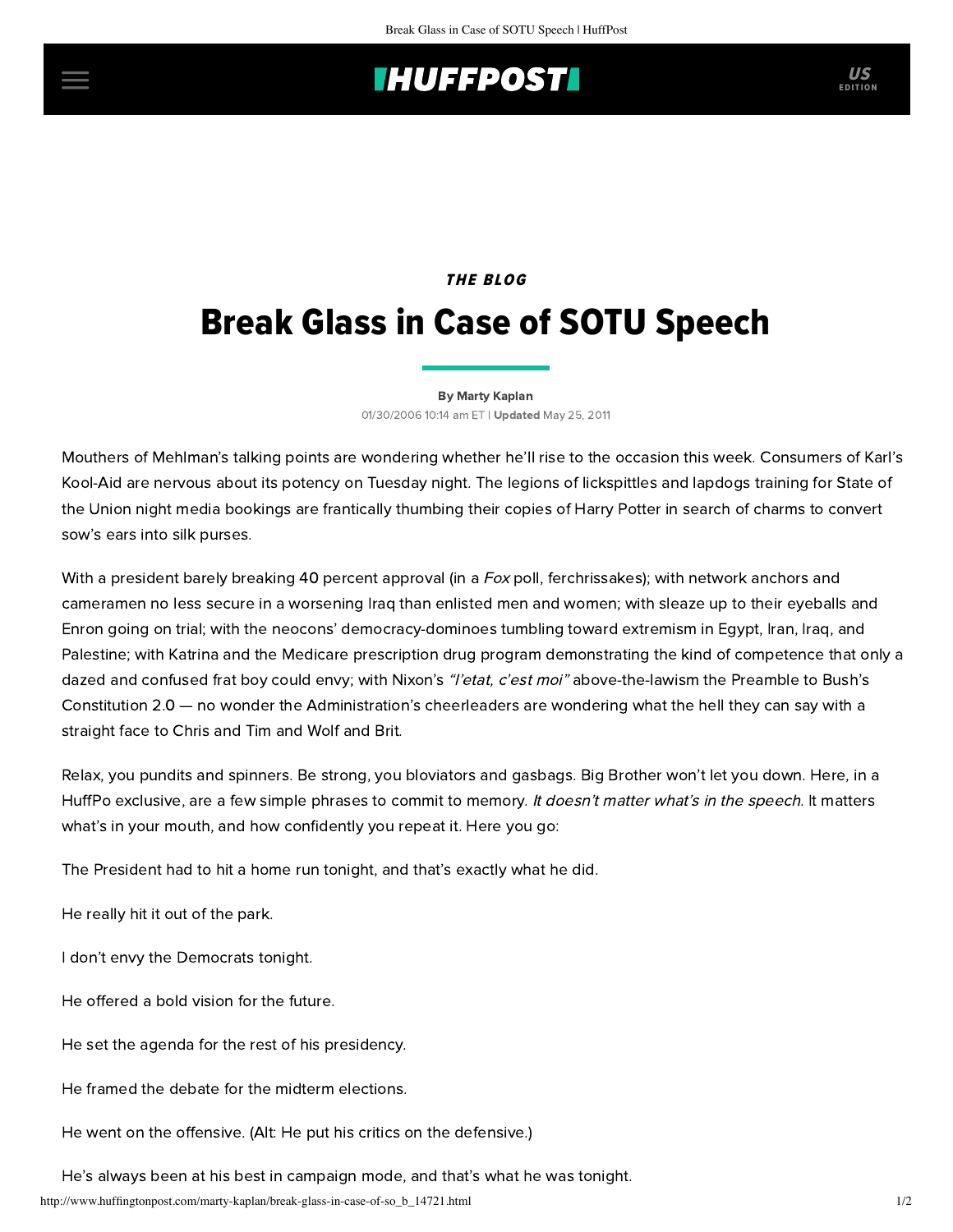*THE BLOG*

# Break Glass in Case of SOTU Speech

By Marty Kaplan

01/30/2006 10:14 am ET | **Updated** May 25, 2011

Mouthers of Mehlman's talking points are wondering whether he'll rise to the occasion this week. Consumers of Karl's Kool-Aid are nervous about its potency on Tuesday night. The legions of lickspittles and lapdogs training for State of the Union night media bookings are frantically thumbing their copies of Harry Potter in search of charms to convert sow's ears into silk purses.

With a president barely breaking 40 percent approval (in a *Fox* poll, ferchrissakes); with network anchors and cameramen no less secure in a worsening Iraq than enlisted men and women; with sleaze up to their eyeballs and Enron going on trial; with the neocons' democracy-dominoes tumbling toward extremism in Egypt, Iran, Iraq, and Palestine; with Katrina and the Medicare prescription drug program demonstrating the kind of competence that only a dazed and confused frat boy could envy; with Nixon's *"l'etat, c'est moi"* above-the-lawism the Preamble to Bush's Constitution 2.0 — no wonder the Administration's cheerleaders are wondering what the hell they can say with a straight face to Chris and Tim and Wolf and Brit.

Relax, you pundits and spinners. Be strong, you bloviators and gasbags. Big Brother won't let you down. Here, in a HuffPo exclusive, are a few simple phrases to commit to memory. *It doesn't matter what's in the speech.* It matters what's in your mouth, and how confidently you repeat it. Here you go:

The President had to hit a home run tonight, and that's exactly what he did.

He really hit it out of the park.

I don't envy the Democrats tonight.

He offered a bold vision for the future.

He set the agenda for the rest of his presidency.

He framed the debate for the midterm elections.

He went on the offensive. (Alt: He put his critics on the defensive.)

He's always been at his best in campaign mode, and that's what he was tonight.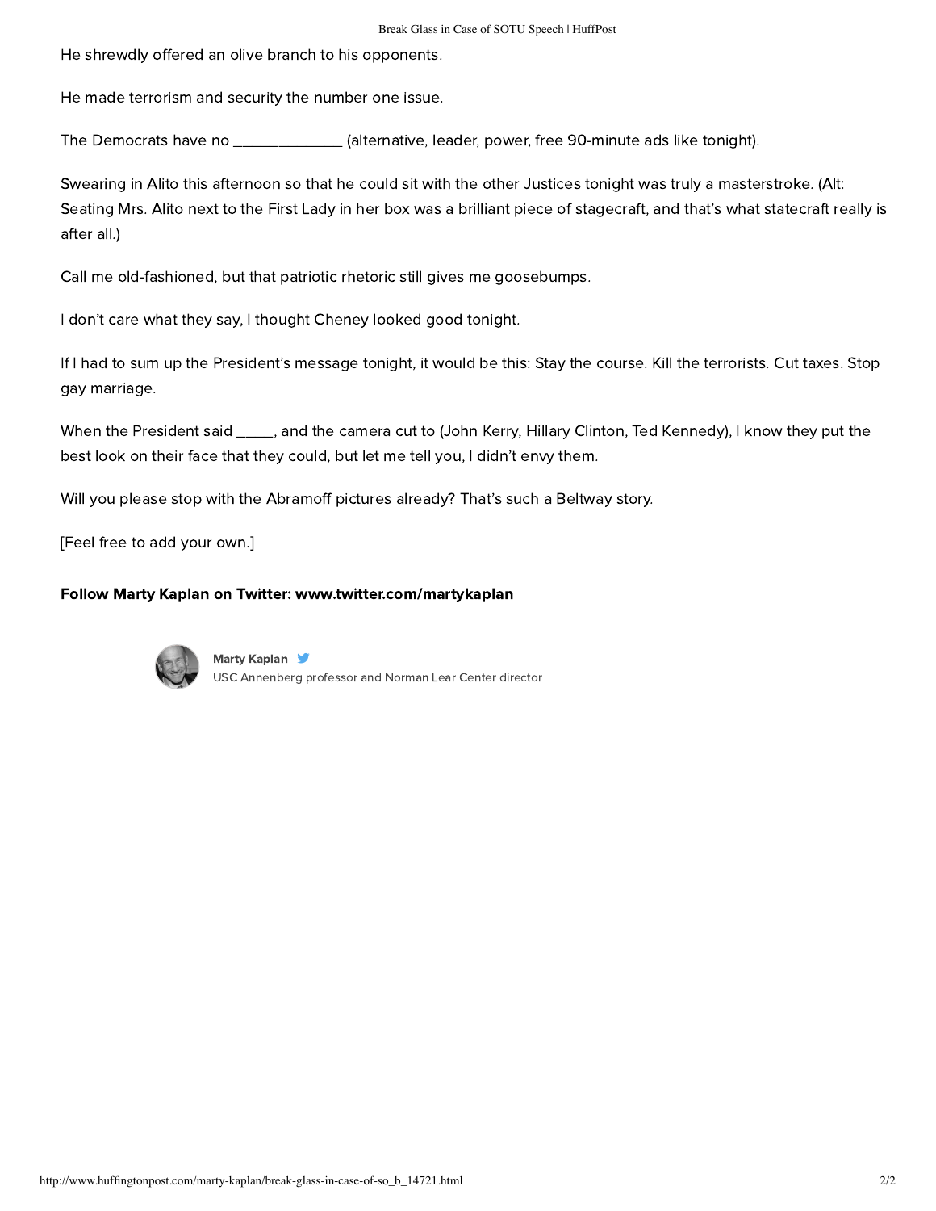He shrewdly offered an olive branch to his opponents.

He made terrorism and security the number one issue.

The Democrats have no _____________ (alternative, leader, power, free 90-minute ads like tonight).

Swearing in Alito this afternoon so that he could sit with the other Justices tonight was truly a masterstroke. (Alt: Seating Mrs. Alito next to the First Lady in her box was a brilliant piece of stagecraft, and that's what statecraft really is after all.)

Call me old-fashioned, but that patriotic rhetoric still gives me goosebumps.

I don't care what they say, I thought Cheney looked good tonight.

If I had to sum up the President's message tonight, it would be this: Stay the course. Kill the terrorists. Cut taxes. Stop gay marriage.

When the President said _____, and the camera cut to (John Kerry, Hillary Clinton, Ted Kennedy), I know they put the best look on their face that they could, but let me tell you, I didn't envy them.

Will you please stop with the Abramoff pictures already? That's such a Beltway story.

[Feel free to add your own.]

**Follow Marty Kaplan on Twitter: www.twitter.com/martykaplan**

**Marty Kaplan**

USC Annenberg professor and Norman Lear Center director